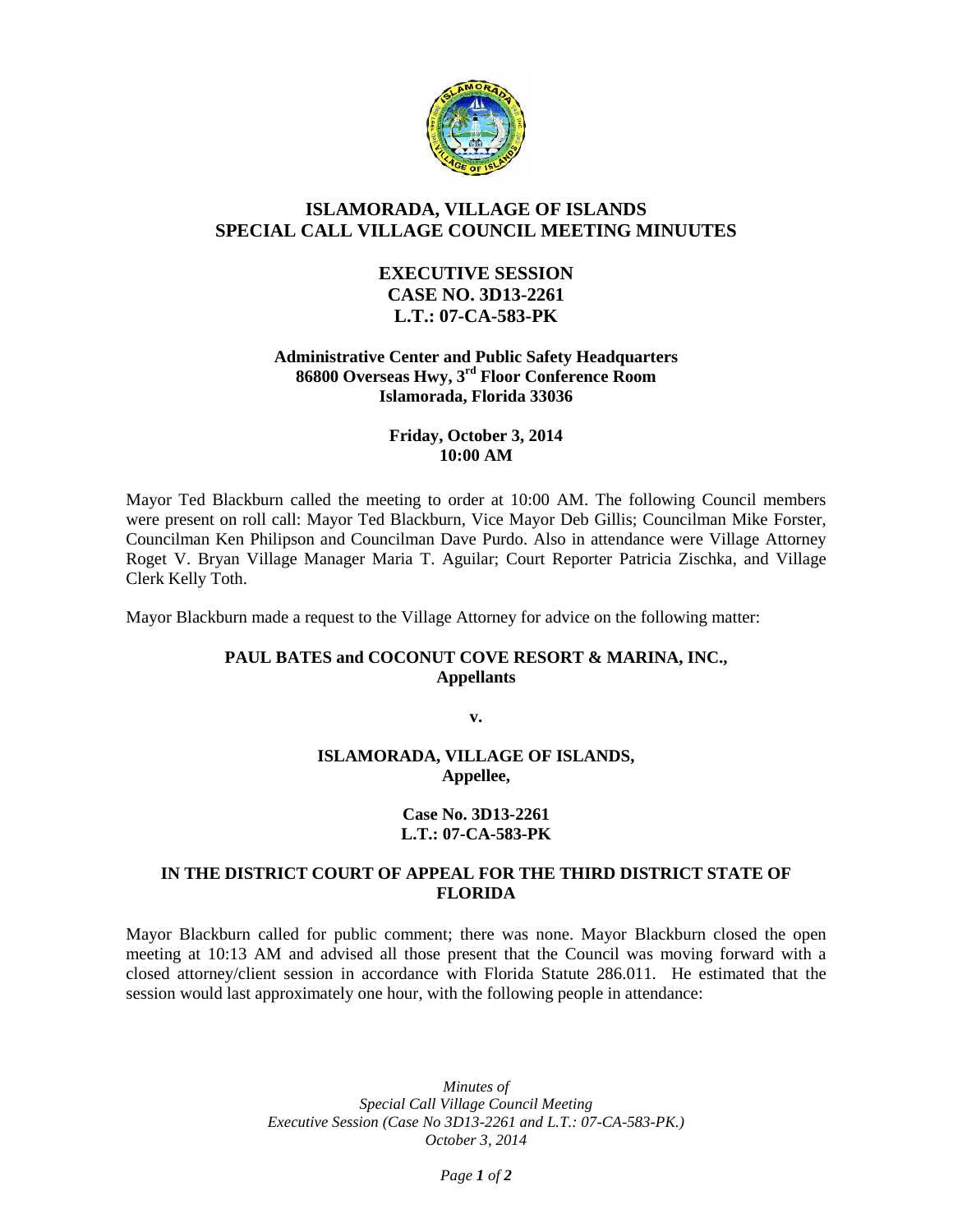# ISLAMORADA, VILLAGE OF ISLANDS
# SPECIAL CALL VILLAGE COUNCIL MEETING MINUUTES

## EXECUTIVE SESSION
## CASE NO. 3D13-2261
## L.T.: 07-CA-583-PK

**Administrative Center and Public Safety Headquarters**
**86800 Overseas Hwy, 3rd Floor Conference Room**
**Islamorada, Florida 33036**

**Friday, October 3, 2014**
**10:00 AM**

Mayor Ted Blackburn called the meeting to order at 10:00 AM. The following Council members were present on roll call: Mayor Ted Blackburn, Vice Mayor Deb Gillis; Councilman Mike Forster, Councilman Ken Philipson and Councilman Dave Purdo. Also in attendance were Village Attorney Roget V. Bryan Village Manager Maria T. Aguilar; Court Reporter Patricia Zischka, and Village Clerk Kelly Toth.

Mayor Blackburn made a request to the Village Attorney for advice on the following matter:

**PAUL BATES and COCONUT COVE RESORT & MARINA, INC.,**
**Appellants**

**v.**

**ISLAMORADA, VILLAGE OF ISLANDS,**
**Appellee,**

**Case No. 3D13-2261**
**L.T.: 07-CA-583-PK**

**IN THE DISTRICT COURT OF APPEAL FOR THE THIRD DISTRICT STATE OF FLORIDA**

Mayor Blackburn called for public comment; there was none. Mayor Blackburn closed the open meeting at 10:13 AM and advised all those present that the Council was moving forward with a closed attorney/client session in accordance with Florida Statute 286.011. He estimated that the session would last approximately one hour, with the following people in attendance: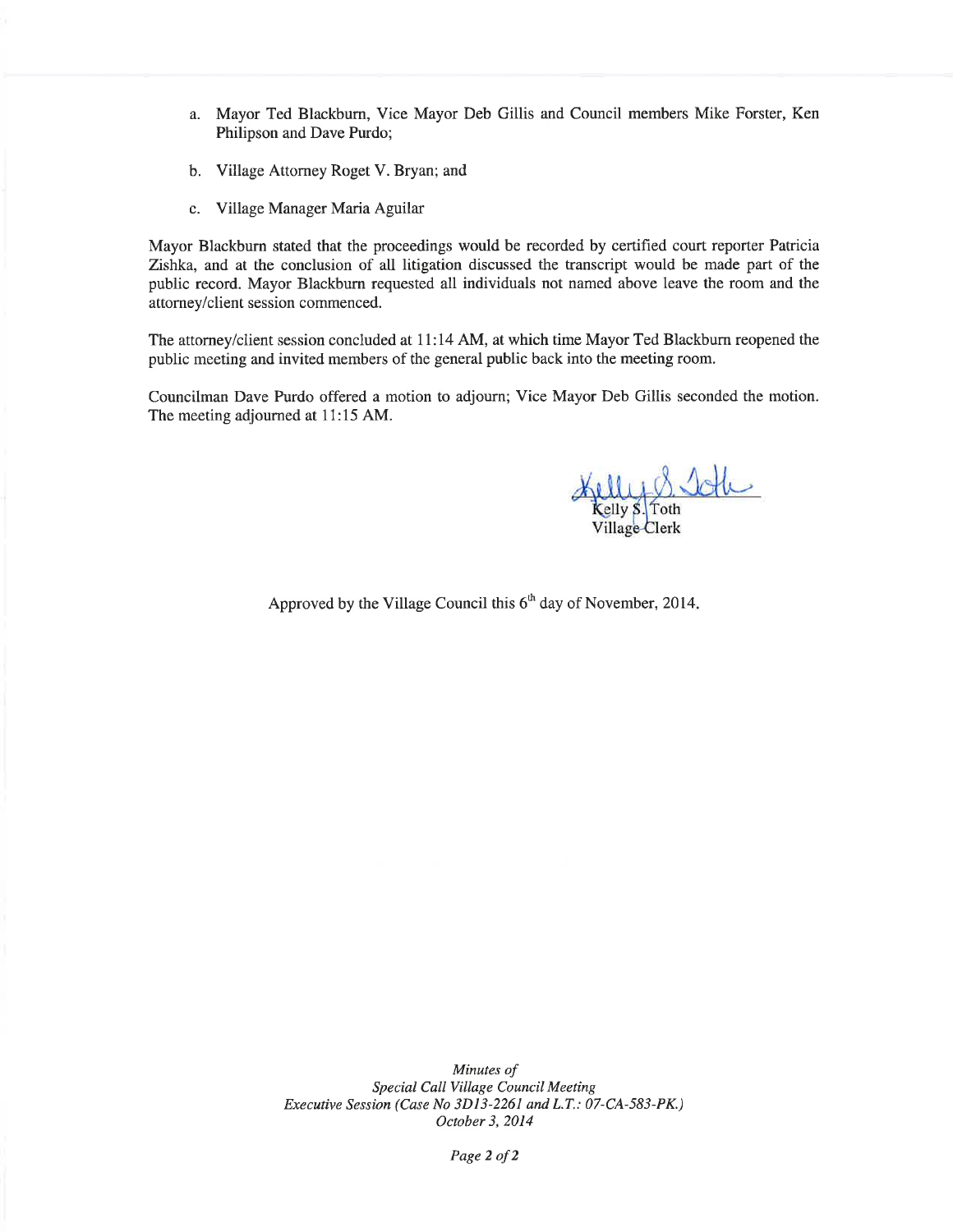a. Mayor Ted Blackburn, Vice Mayor Deb Gillis and Council members Mike Forster, Ken Philipson and Dave Purdo;

b. Village Attorney Roget V. Bryan; and

c. Village Manager Maria Aguilar

Mayor Blackburn stated that the proceedings would be recorded by certified court reporter Patricia Zishka, and at the conclusion of all litigation discussed the transcript would be made part of the public record. Mayor Blackburn requested all individuals not named above leave the room and the attorney/client session commenced.

The attorney/client session concluded at 11:14 AM, at which time Mayor Ted Blackburn reopened the public meeting and invited members of the general public back into the meeting room.

Councilman Dave Purdo offered a motion to adjourn; Vice Mayor Deb Gillis seconded the motion. The meeting adjourned at 11:15 AM.

Kelly S. Toth
Village Clerk

Approved by the Village Council this 6th day of November, 2014.

*Minutes of*
*Special Call Village Council Meeting*
*Executive Session (Case No 3D13-2261 and L.T.: 07-CA-583-PK.)*
*October 3, 2014*